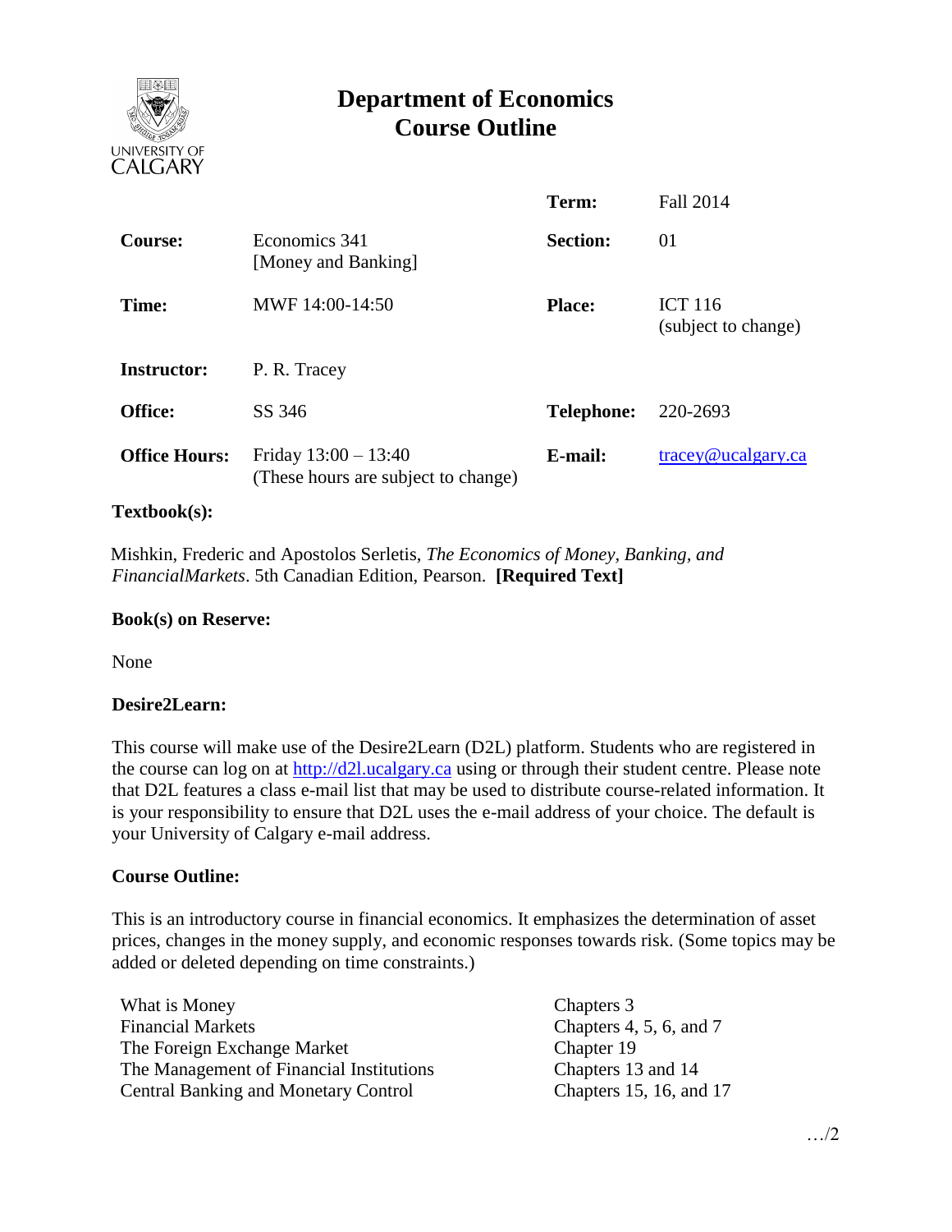# Department of Economics
# Course Outline

| | | | |
|---|---|---|---|
| | | **Term:** | Fall 2014 |
| **Course:** | Economics 341 [Money and Banking] | **Section:** | 01 |
| **Time:** | MWF 14:00-14:50 | **Place:** | ICT 116 (subject to change) |
| **Instructor:** | P. R. Tracey | | |
| **Office:** | SS 346 | **Telephone:** | 220-2693 |
| **Office Hours:** | Friday 13:00 – 13:40 (These hours are subject to change) | **E-mail:** | tracey@ucalgary.ca |

**Textbook(s):**

Mishkin, Frederic and Apostolos Serletis, *The Economics of Money, Banking, and FinancialMarkets*. 5th Canadian Edition, Pearson. **[Required Text]**

**Book(s) on Reserve:**

None

**Desire2Learn:**

This course will make use of the Desire2Learn (D2L) platform. Students who are registered in the course can log on at http://d2l.ucalgary.ca using or through their student centre. Please note that D2L features a class e-mail list that may be used to distribute course-related information. It is your responsibility to ensure that D2L uses the e-mail address of your choice. The default is your University of Calgary e-mail address.

**Course Outline:**

This is an introductory course in financial economics. It emphasizes the determination of asset prices, changes in the money supply, and economic responses towards risk. (Some topics may be added or deleted depending on time constraints.)

| | |
|---|---|
| What is Money | Chapters 3 |
| Financial Markets | Chapters 4, 5, 6, and 7 |
| The Foreign Exchange Market | Chapter 19 |
| The Management of Financial Institutions | Chapters 13 and 14 |
| Central Banking and Monetary Control | Chapters 15, 16, and 17 |

…/2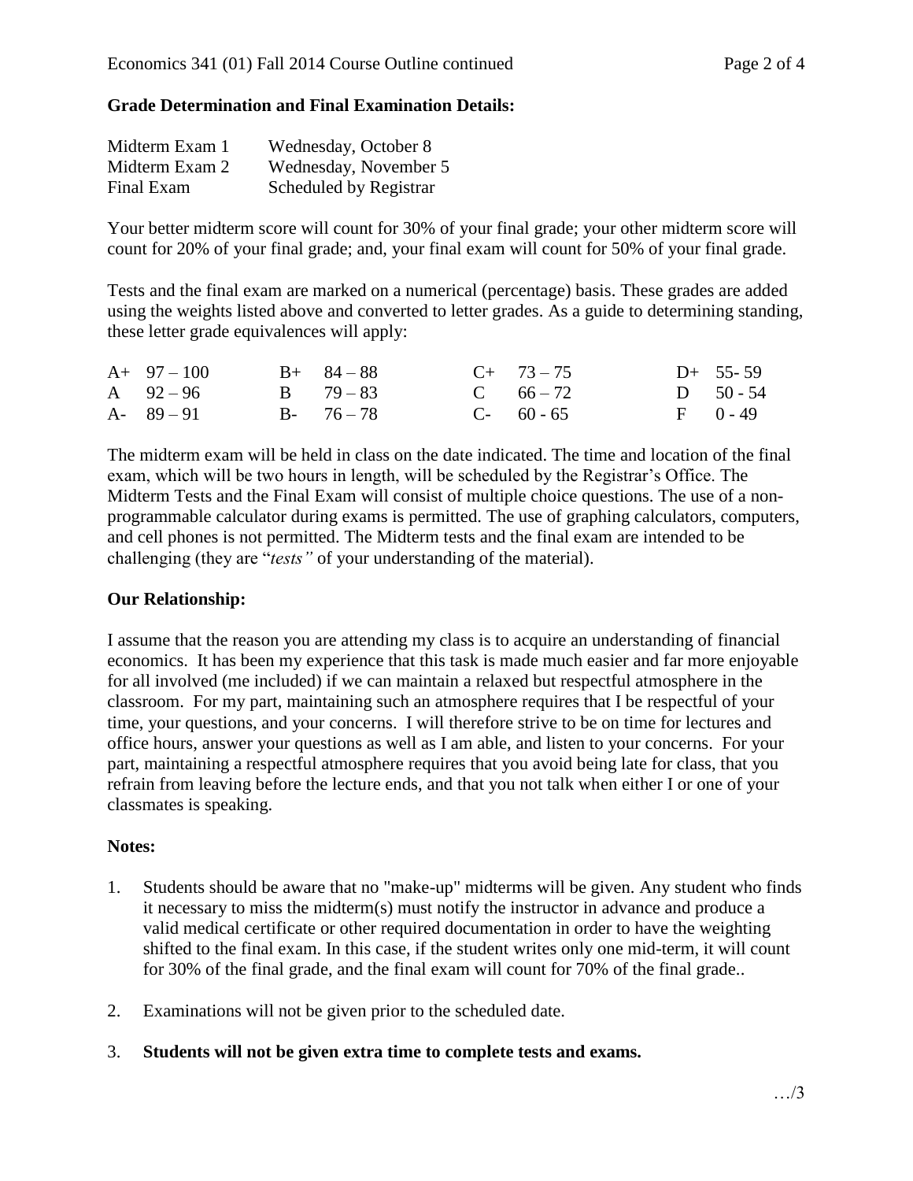**Grade Determination and Final Examination Details:**

| | |
|---|---|
| Midterm Exam 1 | Wednesday, October 8 |
| Midterm Exam 2 | Wednesday, November 5 |
| Final Exam | Scheduled by Registrar |

Your better midterm score will count for 30% of your final grade; your other midterm score will count for 20% of your final grade; and, your final exam will count for 50% of your final grade.

Tests and the final exam are marked on a numerical (percentage) basis. These grades are added using the weights listed above and converted to letter grades. As a guide to determining standing, these letter grade equivalences will apply:

| | | | | | | | |
|---|---|---|---|---|---|---|---|
| A+ | 97 – 100 | B+ | 84 – 88 | C+ | 73 – 75 | D+ | 55- 59 |
| A | 92 – 96 | B | 79 – 83 | C | 66 – 72 | D | 50 - 54 |
| A- | 89 – 91 | B- | 76 – 78 | C- | 60 - 65 | F | 0 - 49 |

The midterm exam will be held in class on the date indicated. The time and location of the final exam, which will be two hours in length, will be scheduled by the Registrar's Office. The Midterm Tests and the Final Exam will consist of multiple choice questions. The use of a non-programmable calculator during exams is permitted. The use of graphing calculators, computers, and cell phones is not permitted. The Midterm tests and the final exam are intended to be challenging (they are "*tests"* of your understanding of the material).

**Our Relationship:**

I assume that the reason you are attending my class is to acquire an understanding of financial economics. It has been my experience that this task is made much easier and far more enjoyable for all involved (me included) if we can maintain a relaxed but respectful atmosphere in the classroom. For my part, maintaining such an atmosphere requires that I be respectful of your time, your questions, and your concerns. I will therefore strive to be on time for lectures and office hours, answer your questions as well as I am able, and listen to your concerns. For your part, maintaining a respectful atmosphere requires that you avoid being late for class, that you refrain from leaving before the lecture ends, and that you not talk when either I or one of your classmates is speaking.

**Notes:**

1. Students should be aware that no "make-up" midterms will be given. Any student who finds it necessary to miss the midterm(s) must notify the instructor in advance and produce a valid medical certificate or other required documentation in order to have the weighting shifted to the final exam. In this case, if the student writes only one mid-term, it will count for 30% of the final grade, and the final exam will count for 70% of the final grade..

2. Examinations will not be given prior to the scheduled date.

3. **Students will not be given extra time to complete tests and exams.**

…/3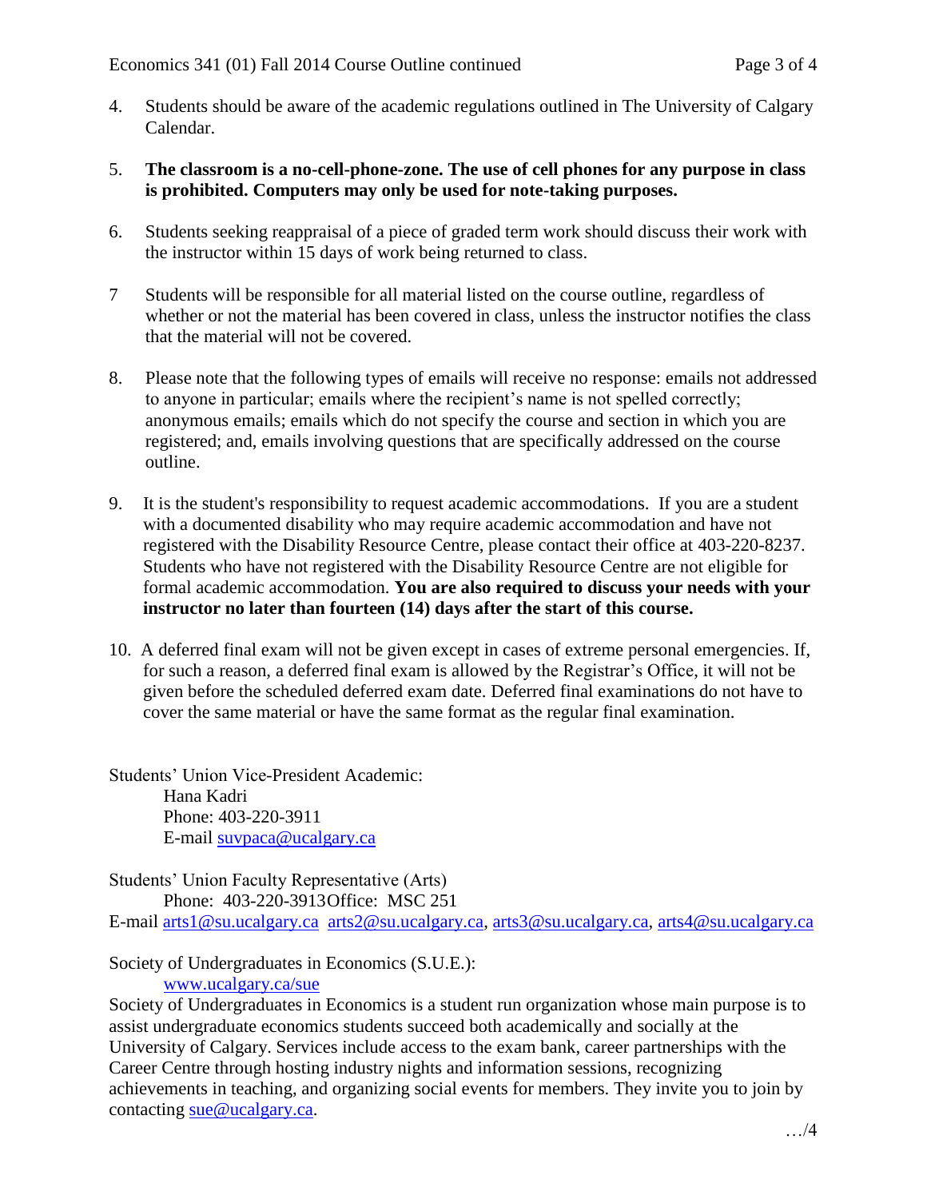4. Students should be aware of the academic regulations outlined in The University of Calgary Calendar.

5. **The classroom is a no-cell-phone-zone. The use of cell phones for any purpose in class is prohibited. Computers may only be used for note-taking purposes.**

6. Students seeking reappraisal of a piece of graded term work should discuss their work with the instructor within 15 days of work being returned to class.

7 Students will be responsible for all material listed on the course outline, regardless of whether or not the material has been covered in class, unless the instructor notifies the class that the material will not be covered.

8. Please note that the following types of emails will receive no response: emails not addressed to anyone in particular; emails where the recipient's name is not spelled correctly; anonymous emails; emails which do not specify the course and section in which you are registered; and, emails involving questions that are specifically addressed on the course outline.

9. It is the student's responsibility to request academic accommodations. If you are a student with a documented disability who may require academic accommodation and have not registered with the Disability Resource Centre, please contact their office at 403-220-8237. Students who have not registered with the Disability Resource Centre are not eligible for formal academic accommodation. **You are also required to discuss your needs with your instructor no later than fourteen (14) days after the start of this course.**

10. A deferred final exam will not be given except in cases of extreme personal emergencies. If, for such a reason, a deferred final exam is allowed by the Registrar's Office, it will not be given before the scheduled deferred exam date. Deferred final examinations do not have to cover the same material or have the same format as the regular final examination.

Students' Union Vice-President Academic:
Hana Kadri
Phone: 403-220-3911
E-mail suvpaca@ucalgary.ca

Students' Union Faculty Representative (Arts)
Phone: 403-220-3913 Office: MSC 251
E-mail arts1@su.ucalgary.ca arts2@su.ucalgary.ca, arts3@su.ucalgary.ca, arts4@su.ucalgary.ca

Society of Undergraduates in Economics (S.U.E.):
www.ucalgary.ca/sue

Society of Undergraduates in Economics is a student run organization whose main purpose is to assist undergraduate economics students succeed both academically and socially at the University of Calgary. Services include access to the exam bank, career partnerships with the Career Centre through hosting industry nights and information sessions, recognizing achievements in teaching, and organizing social events for members. They invite you to join by contacting sue@ucalgary.ca.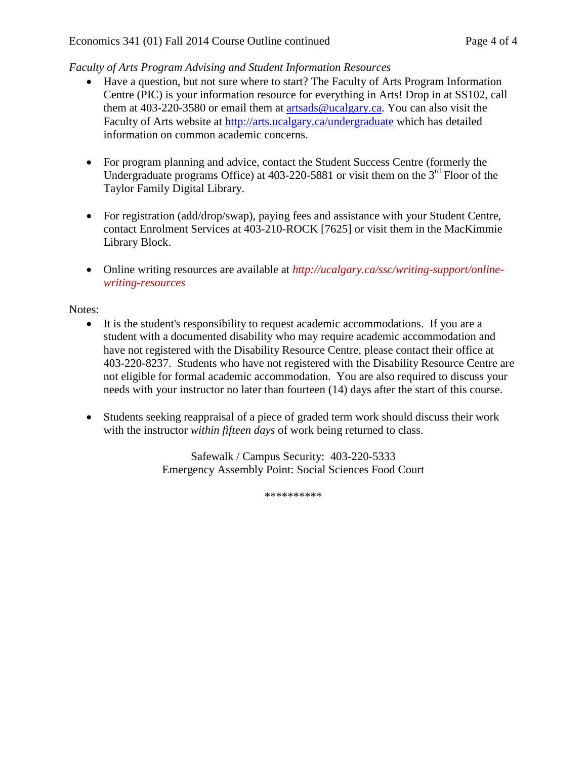*Faculty of Arts Program Advising and Student Information Resources*

- Have a question, but not sure where to start? The Faculty of Arts Program Information Centre (PIC) is your information resource for everything in Arts! Drop in at SS102, call them at 403-220-3580 or email them at [artsads@ucalgary.ca](mailto:artsads@ucalgary.ca). You can also visit the Faculty of Arts website at [http://arts.ucalgary.ca/undergraduate](http://arts.ucalgary.ca/undergraduate) which has detailed information on common academic concerns.

- For program planning and advice, contact the Student Success Centre (formerly the Undergraduate programs Office) at 403-220-5881 or visit them on the 3rd Floor of the Taylor Family Digital Library.

- For registration (add/drop/swap), paying fees and assistance with your Student Centre, contact Enrolment Services at 403-210-ROCK [7625] or visit them in the MacKimmie Library Block.

- Online writing resources are available at *http://ucalgary.ca/ssc/writing-support/online-writing-resources*

Notes:

- It is the student's responsibility to request academic accommodations. If you are a student with a documented disability who may require academic accommodation and have not registered with the Disability Resource Centre, please contact their office at 403-220-8237. Students who have not registered with the Disability Resource Centre are not eligible for formal academic accommodation. You are also required to discuss your needs with your instructor no later than fourteen (14) days after the start of this course.

- Students seeking reappraisal of a piece of graded term work should discuss their work with the instructor *within fifteen days* of work being returned to class.

Safewalk / Campus Security: 403-220-5333
Emergency Assembly Point: Social Sciences Food Court

**********